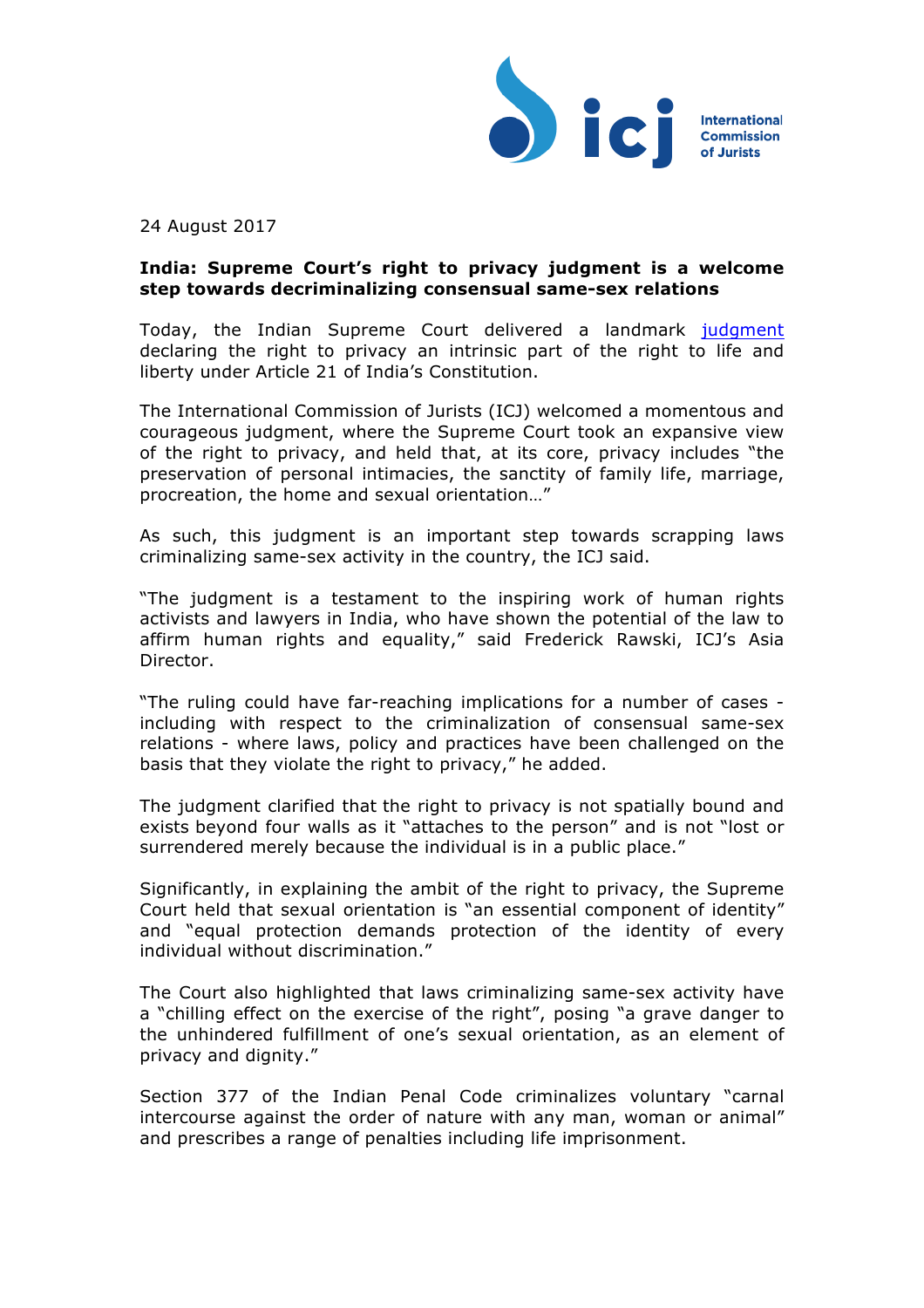24 August 2017

**India: Supreme Court's right to privacy judgment is a welcome step towards decriminalizing consensual same-sex relations**

Today, the Indian Supreme Court delivered a landmark judgment declaring the right to privacy an intrinsic part of the right to life and liberty under Article 21 of India's Constitution.

The International Commission of Jurists (ICJ) welcomed a momentous and courageous judgment, where the Supreme Court took an expansive view of the right to privacy, and held that, at its core, privacy includes "the preservation of personal intimacies, the sanctity of family life, marriage, procreation, the home and sexual orientation…"

As such, this judgment is an important step towards scrapping laws criminalizing same-sex activity in the country, the ICJ said.

"The judgment is a testament to the inspiring work of human rights activists and lawyers in India, who have shown the potential of the law to affirm human rights and equality," said Frederick Rawski, ICJ's Asia Director.

"The ruling could have far-reaching implications for a number of cases - including with respect to the criminalization of consensual same-sex relations - where laws, policy and practices have been challenged on the basis that they violate the right to privacy," he added.

The judgment clarified that the right to privacy is not spatially bound and exists beyond four walls as it "attaches to the person" and is not "lost or surrendered merely because the individual is in a public place."

Significantly, in explaining the ambit of the right to privacy, the Supreme Court held that sexual orientation is "an essential component of identity" and "equal protection demands protection of the identity of every individual without discrimination."

The Court also highlighted that laws criminalizing same-sex activity have a "chilling effect on the exercise of the right", posing "a grave danger to the unhindered fulfillment of one's sexual orientation, as an element of privacy and dignity."

Section 377 of the Indian Penal Code criminalizes voluntary "carnal intercourse against the order of nature with any man, woman or animal" and prescribes a range of penalties including life imprisonment.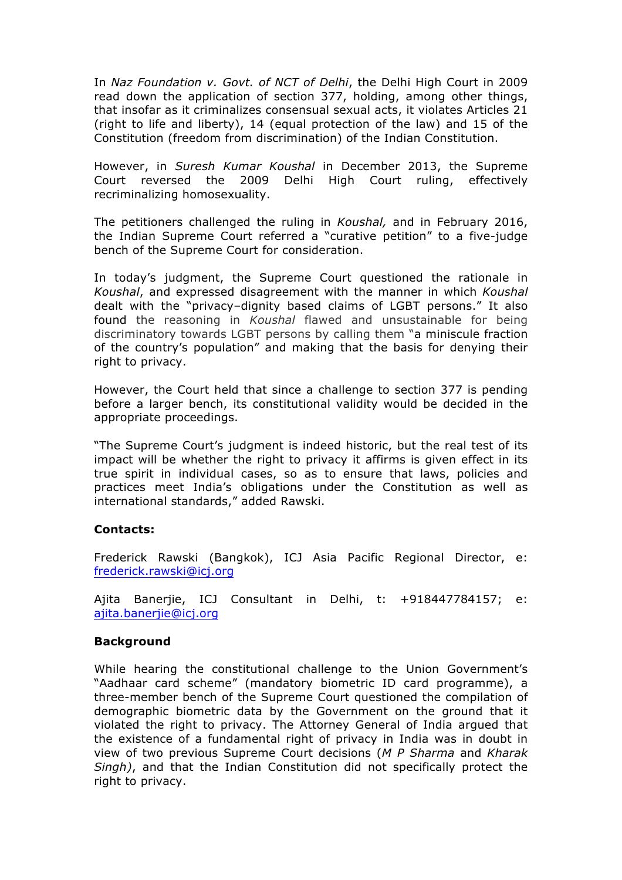In *Naz Foundation v. Govt. of NCT of Delhi*, the Delhi High Court in 2009 read down the application of section 377, holding, among other things, that insofar as it criminalizes consensual sexual acts, it violates Articles 21 (right to life and liberty), 14 (equal protection of the law) and 15 of the Constitution (freedom from discrimination) of the Indian Constitution.

However, in *Suresh Kumar Koushal* in December 2013, the Supreme Court reversed the 2009 Delhi High Court ruling, effectively recriminalizing homosexuality.

The petitioners challenged the ruling in *Koushal,* and in February 2016, the Indian Supreme Court referred a "curative petition" to a five-judge bench of the Supreme Court for consideration.

In today's judgment, the Supreme Court questioned the rationale in *Koushal*, and expressed disagreement with the manner in which *Koushal* dealt with the "privacy–dignity based claims of LGBT persons." It also found the reasoning in *Koushal* flawed and unsustainable for being discriminatory towards LGBT persons by calling them "a miniscule fraction of the country's population" and making that the basis for denying their right to privacy.

However, the Court held that since a challenge to section 377 is pending before a larger bench, its constitutional validity would be decided in the appropriate proceedings.

"The Supreme Court's judgment is indeed historic, but the real test of its impact will be whether the right to privacy it affirms is given effect in its true spirit in individual cases, so as to ensure that laws, policies and practices meet India's obligations under the Constitution as well as international standards," added Rawski.

**Contacts:**

Frederick Rawski (Bangkok), ICJ Asia Pacific Regional Director, e: frederick.rawski@icj.org

Ajita Banerjie, ICJ Consultant in Delhi, t: +918447784157; e: ajita.banerjie@icj.org

**Background**

While hearing the constitutional challenge to the Union Government's "Aadhaar card scheme" (mandatory biometric ID card programme), a three-member bench of the Supreme Court questioned the compilation of demographic biometric data by the Government on the ground that it violated the right to privacy. The Attorney General of India argued that the existence of a fundamental right of privacy in India was in doubt in view of two previous Supreme Court decisions (*M P Sharma* and *Kharak Singh)*, and that the Indian Constitution did not specifically protect the right to privacy.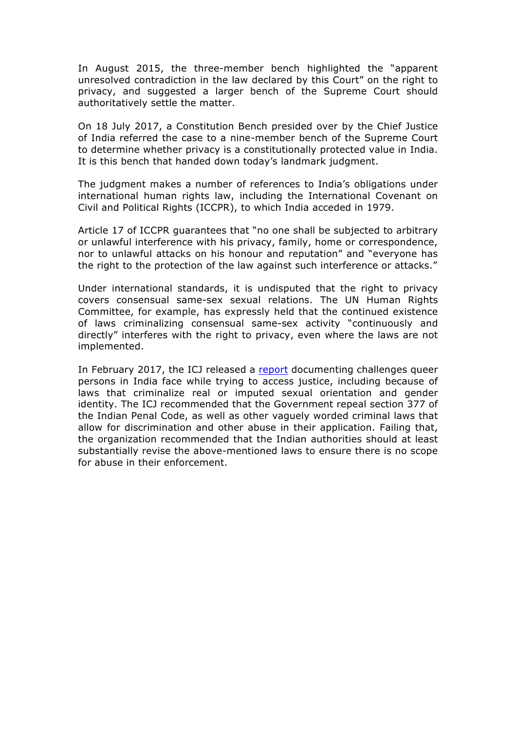In August 2015, the three-member bench highlighted the "apparent unresolved contradiction in the law declared by this Court" on the right to privacy, and suggested a larger bench of the Supreme Court should authoritatively settle the matter.

On 18 July 2017, a Constitution Bench presided over by the Chief Justice of India referred the case to a nine-member bench of the Supreme Court to determine whether privacy is a constitutionally protected value in India. It is this bench that handed down today's landmark judgment.

The judgment makes a number of references to India's obligations under international human rights law, including the International Covenant on Civil and Political Rights (ICCPR), to which India acceded in 1979.

Article 17 of ICCPR guarantees that "no one shall be subjected to arbitrary or unlawful interference with his privacy, family, home or correspondence, nor to unlawful attacks on his honour and reputation" and "everyone has the right to the protection of the law against such interference or attacks."

Under international standards, it is undisputed that the right to privacy covers consensual same-sex sexual relations. The UN Human Rights Committee, for example, has expressly held that the continued existence of laws criminalizing consensual same-sex activity "continuously and directly" interferes with the right to privacy, even where the laws are not implemented.

In February 2017, the ICJ released a [report](#) documenting challenges queer persons in India face while trying to access justice, including because of laws that criminalize real or imputed sexual orientation and gender identity. The ICJ recommended that the Government repeal section 377 of the Indian Penal Code, as well as other vaguely worded criminal laws that allow for discrimination and other abuse in their application. Failing that, the organization recommended that the Indian authorities should at least substantially revise the above-mentioned laws to ensure there is no scope for abuse in their enforcement.